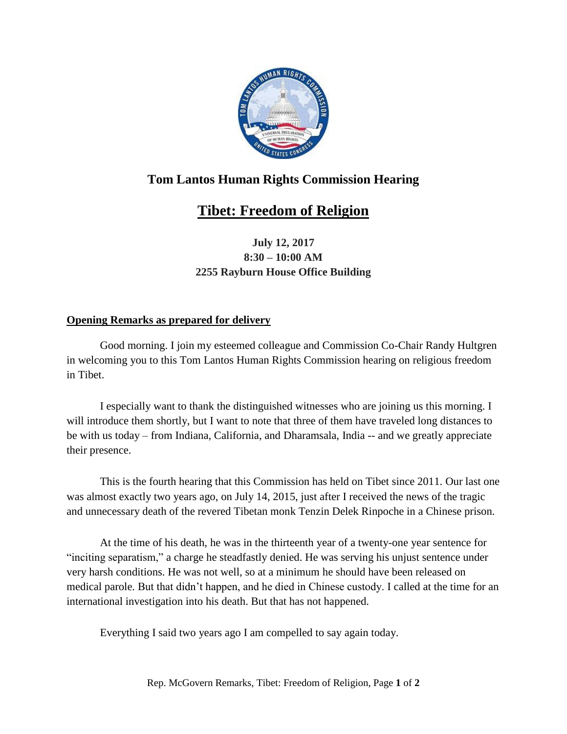# Tom Lantos Human Rights Commission Hearing

## Tibet: Freedom of Religion

**July 12, 2017**
**8:30 – 10:00 AM**
**2255 Rayburn House Office Building**

**Opening Remarks as prepared for delivery**

Good morning. I join my esteemed colleague and Commission Co-Chair Randy Hultgren in welcoming you to this Tom Lantos Human Rights Commission hearing on religious freedom in Tibet.

I especially want to thank the distinguished witnesses who are joining us this morning. I will introduce them shortly, but I want to note that three of them have traveled long distances to be with us today – from Indiana, California, and Dharamsala, India -- and we greatly appreciate their presence.

This is the fourth hearing that this Commission has held on Tibet since 2011. Our last one was almost exactly two years ago, on July 14, 2015, just after I received the news of the tragic and unnecessary death of the revered Tibetan monk Tenzin Delek Rinpoche in a Chinese prison.

At the time of his death, he was in the thirteenth year of a twenty-one year sentence for "inciting separatism," a charge he steadfastly denied. He was serving his unjust sentence under very harsh conditions. He was not well, so at a minimum he should have been released on medical parole. But that didn't happen, and he died in Chinese custody. I called at the time for an international investigation into his death. But that has not happened.

Everything I said two years ago I am compelled to say again today.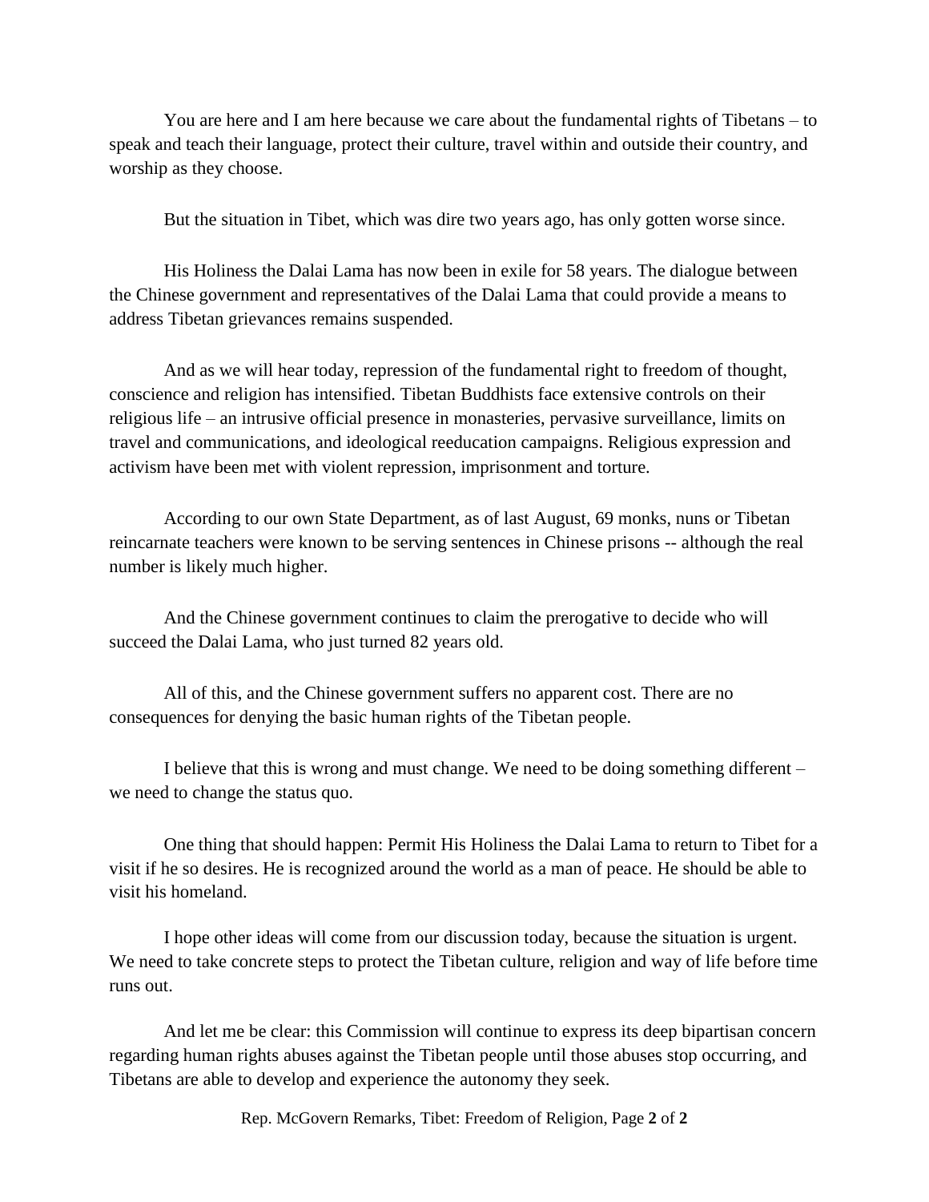You are here and I am here because we care about the fundamental rights of Tibetans – to speak and teach their language, protect their culture, travel within and outside their country, and worship as they choose.

But the situation in Tibet, which was dire two years ago, has only gotten worse since.

His Holiness the Dalai Lama has now been in exile for 58 years. The dialogue between the Chinese government and representatives of the Dalai Lama that could provide a means to address Tibetan grievances remains suspended.

And as we will hear today, repression of the fundamental right to freedom of thought, conscience and religion has intensified. Tibetan Buddhists face extensive controls on their religious life – an intrusive official presence in monasteries, pervasive surveillance, limits on travel and communications, and ideological reeducation campaigns. Religious expression and activism have been met with violent repression, imprisonment and torture.

According to our own State Department, as of last August, 69 monks, nuns or Tibetan reincarnate teachers were known to be serving sentences in Chinese prisons -- although the real number is likely much higher.

And the Chinese government continues to claim the prerogative to decide who will succeed the Dalai Lama, who just turned 82 years old.

All of this, and the Chinese government suffers no apparent cost. There are no consequences for denying the basic human rights of the Tibetan people.

I believe that this is wrong and must change. We need to be doing something different – we need to change the status quo.

One thing that should happen: Permit His Holiness the Dalai Lama to return to Tibet for a visit if he so desires. He is recognized around the world as a man of peace. He should be able to visit his homeland.

I hope other ideas will come from our discussion today, because the situation is urgent. We need to take concrete steps to protect the Tibetan culture, religion and way of life before time runs out.

And let me be clear: this Commission will continue to express its deep bipartisan concern regarding human rights abuses against the Tibetan people until those abuses stop occurring, and Tibetans are able to develop and experience the autonomy they seek.